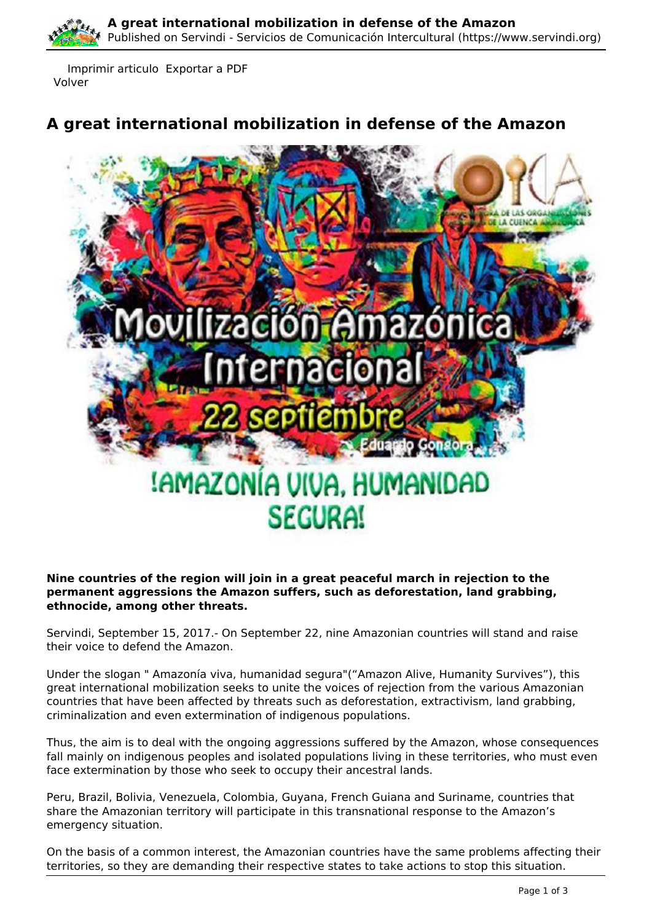Imprimir articulo Exportar a PDF
Volver

# A great international mobilization in defense of the Amazon

**Nine countries of the region will join in a great peaceful march in rejection to the permanent aggressions the Amazon suffers, such as deforestation, land grabbing, ethnocide, among other threats.**

Servindi, September 15, 2017.- On September 22, nine Amazonian countries will stand and raise their voice to defend the Amazon.

Under the slogan " Amazonía viva, humanidad segura"("Amazon Alive, Humanity Survives"), this great international mobilization seeks to unite the voices of rejection from the various Amazonian countries that have been affected by threats such as deforestation, extractivism, land grabbing, criminalization and even extermination of indigenous populations.

Thus, the aim is to deal with the ongoing aggressions suffered by the Amazon, whose consequences fall mainly on indigenous peoples and isolated populations living in these territories, who must even face extermination by those who seek to occupy their ancestral lands.

Peru, Brazil, Bolivia, Venezuela, Colombia, Guyana, French Guiana and Suriname, countries that share the Amazonian territory will participate in this transnational response to the Amazon's emergency situation.

On the basis of a common interest, the Amazonian countries have the same problems affecting their territories, so they are demanding their respective states to take actions to stop this situation.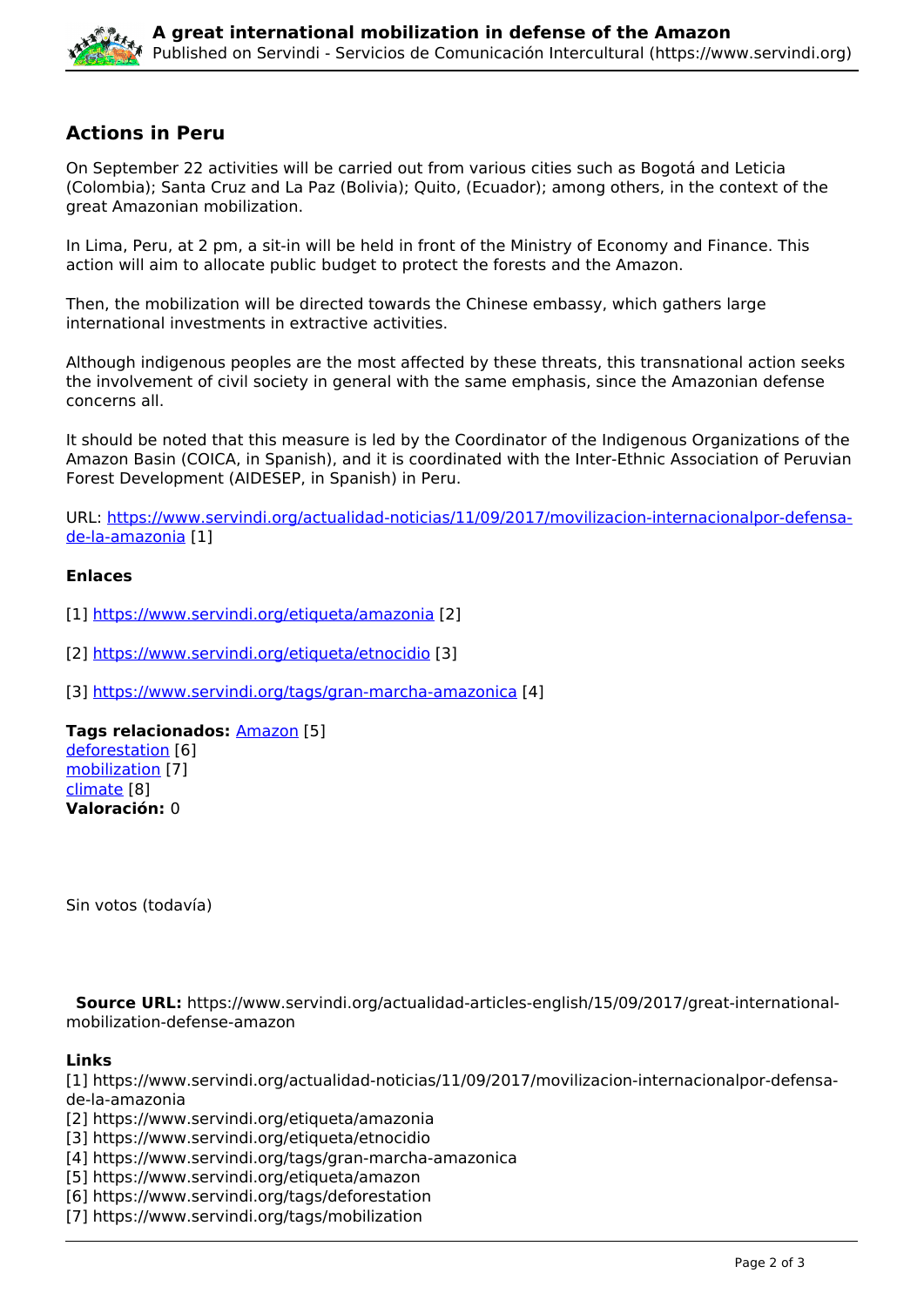## Actions in Peru

On September 22 activities will be carried out from various cities such as Bogotá and Leticia (Colombia); Santa Cruz and La Paz (Bolivia); Quito, (Ecuador); among others, in the context of the great Amazonian mobilization.

In Lima, Peru, at 2 pm, a sit-in will be held in front of the Ministry of Economy and Finance. This action will aim to allocate public budget to protect the forests and the Amazon.

Then, the mobilization will be directed towards the Chinese embassy, which gathers large international investments in extractive activities.

Although indigenous peoples are the most affected by these threats, this transnational action seeks the involvement of civil society in general with the same emphasis, since the Amazonian defense concerns all.

It should be noted that this measure is led by the Coordinator of the Indigenous Organizations of the Amazon Basin (COICA, in Spanish), and it is coordinated with the Inter-Ethnic Association of Peruvian Forest Development (AIDESEP, in Spanish) in Peru.

URL: [https://www.servindi.org/actualidad-noticias/11/09/2017/movilizacion-internacionalpor-defensa-de-la-amazonia](https://www.servindi.org/actualidad-noticias/11/09/2017/movilizacion-internacionalpor-defensa-de-la-amazonia) [1]

**Enlaces**

[1] [https://www.servindi.org/etiqueta/amazonia](https://www.servindi.org/etiqueta/amazonia) [2]

[2] [https://www.servindi.org/etiqueta/etnocidio](https://www.servindi.org/etiqueta/etnocidio) [3]

[3] [https://www.servindi.org/tags/gran-marcha-amazonica](https://www.servindi.org/tags/gran-marcha-amazonica) [4]

**Tags relacionados:** Amazon [5]
deforestation [6]
mobilization [7]
climate [8]
**Valoración:** 0

Sin votos (todavía)

**Source URL:** https://www.servindi.org/actualidad-articles-english/15/09/2017/great-international-mobilization-defense-amazon

**Links**
[1] https://www.servindi.org/actualidad-noticias/11/09/2017/movilizacion-internacionalpor-defensa-de-la-amazonia
[2] https://www.servindi.org/etiqueta/amazonia
[3] https://www.servindi.org/etiqueta/etnocidio
[4] https://www.servindi.org/tags/gran-marcha-amazonica
[5] https://www.servindi.org/etiqueta/amazon
[6] https://www.servindi.org/tags/deforestation
[7] https://www.servindi.org/tags/mobilization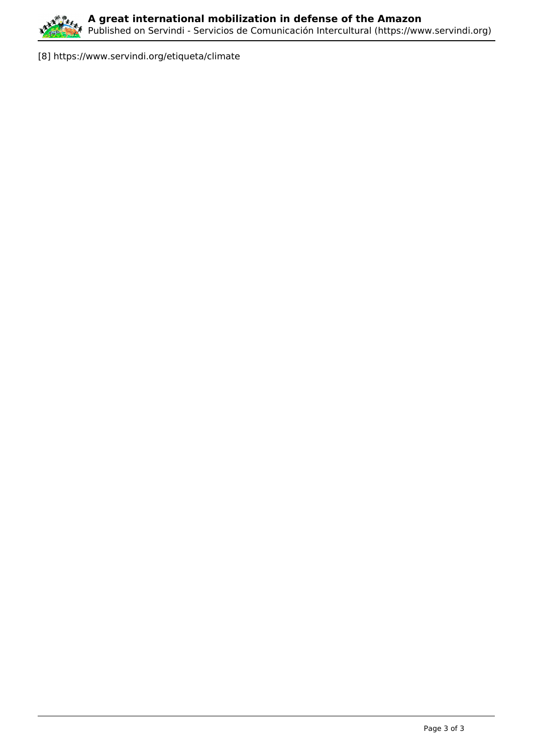[8] https://www.servindi.org/etiqueta/climate